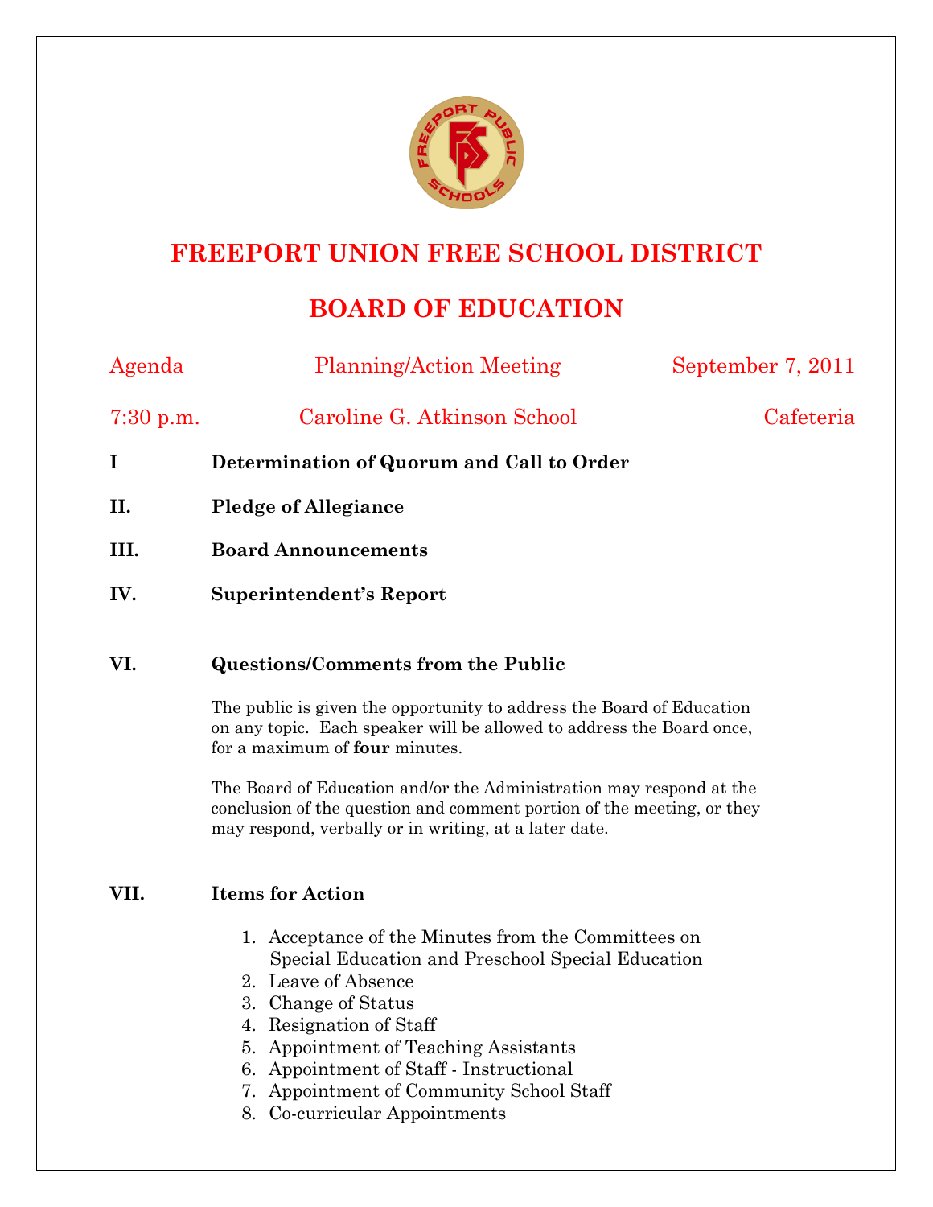# FREEPORT UNION FREE SCHOOL DISTRICT

## BOARD OF EDUCATION

Agenda Planning/Action Meeting September 7, 2011

7:30 p.m. Caroline G. Atkinson School Cafeteria

**I Determination of Quorum and Call to Order**

**II. Pledge of Allegiance**

**III. Board Announcements**

**IV. Superintendent's Report**

**VI. Questions/Comments from the Public**

The public is given the opportunity to address the Board of Education on any topic. Each speaker will be allowed to address the Board once, for a maximum of **four** minutes.

The Board of Education and/or the Administration may respond at the conclusion of the question and comment portion of the meeting, or they may respond, verbally or in writing, at a later date.

**VII. Items for Action**

1. Acceptance of the Minutes from the Committees on Special Education and Preschool Special Education
2. Leave of Absence
3. Change of Status
4. Resignation of Staff
5. Appointment of Teaching Assistants
6. Appointment of Staff - Instructional
7. Appointment of Community School Staff
8. Co-curricular Appointments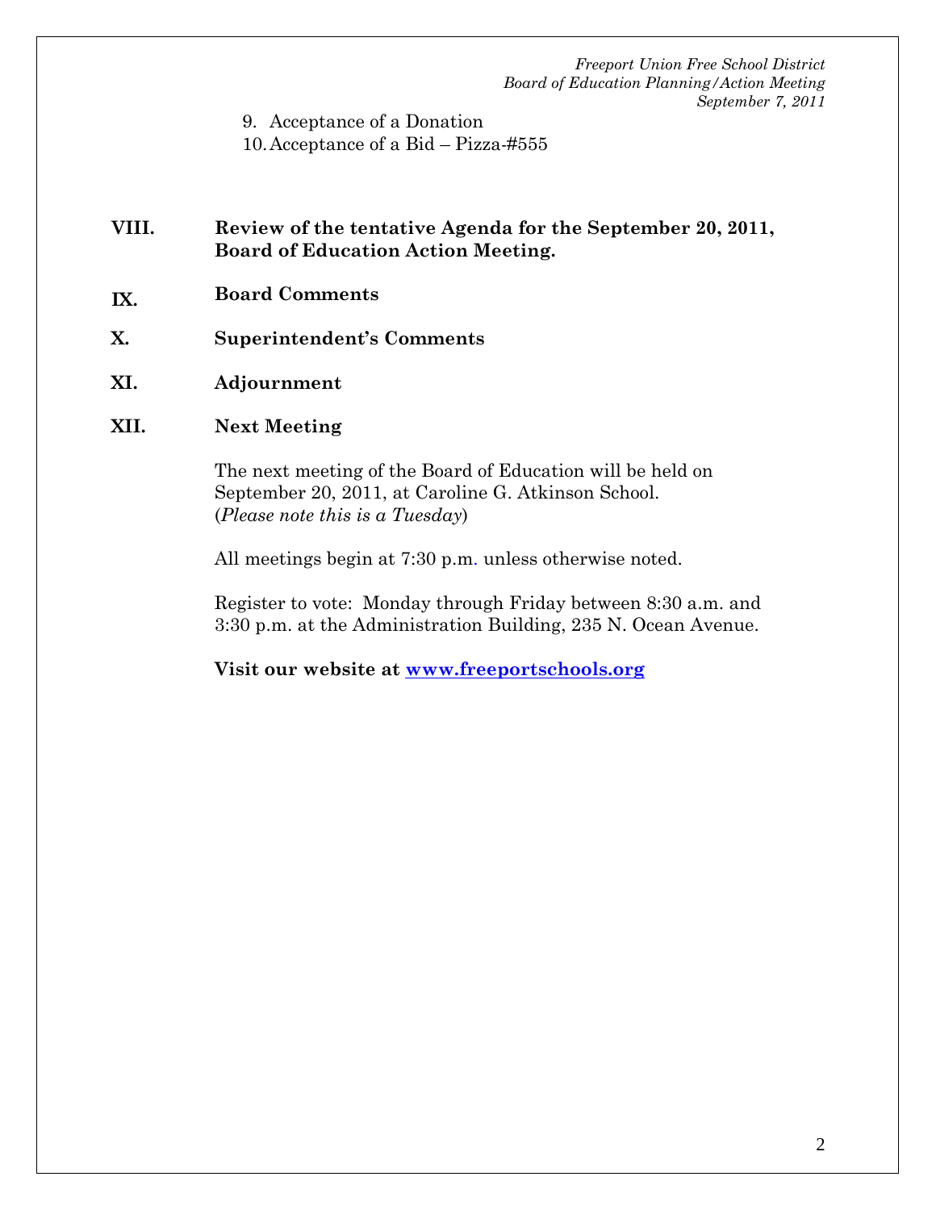9. Acceptance of a Donation
10. Acceptance of a Bid – Pizza-#555

**VIII. Review of the tentative Agenda for the September 20, 2011, Board of Education Action Meeting.**

**IX. Board Comments**

**X. Superintendent's Comments**

**XI. Adjournment**

**XII. Next Meeting**

The next meeting of the Board of Education will be held on September 20, 2011, at Caroline G. Atkinson School. (*Please note this is a Tuesday*)

All meetings begin at 7:30 p.m. unless otherwise noted.

Register to vote: Monday through Friday between 8:30 a.m. and 3:30 p.m. at the Administration Building, 235 N. Ocean Avenue.

**Visit our website at [www.freeportschools.org](http://www.freeportschools.org)**